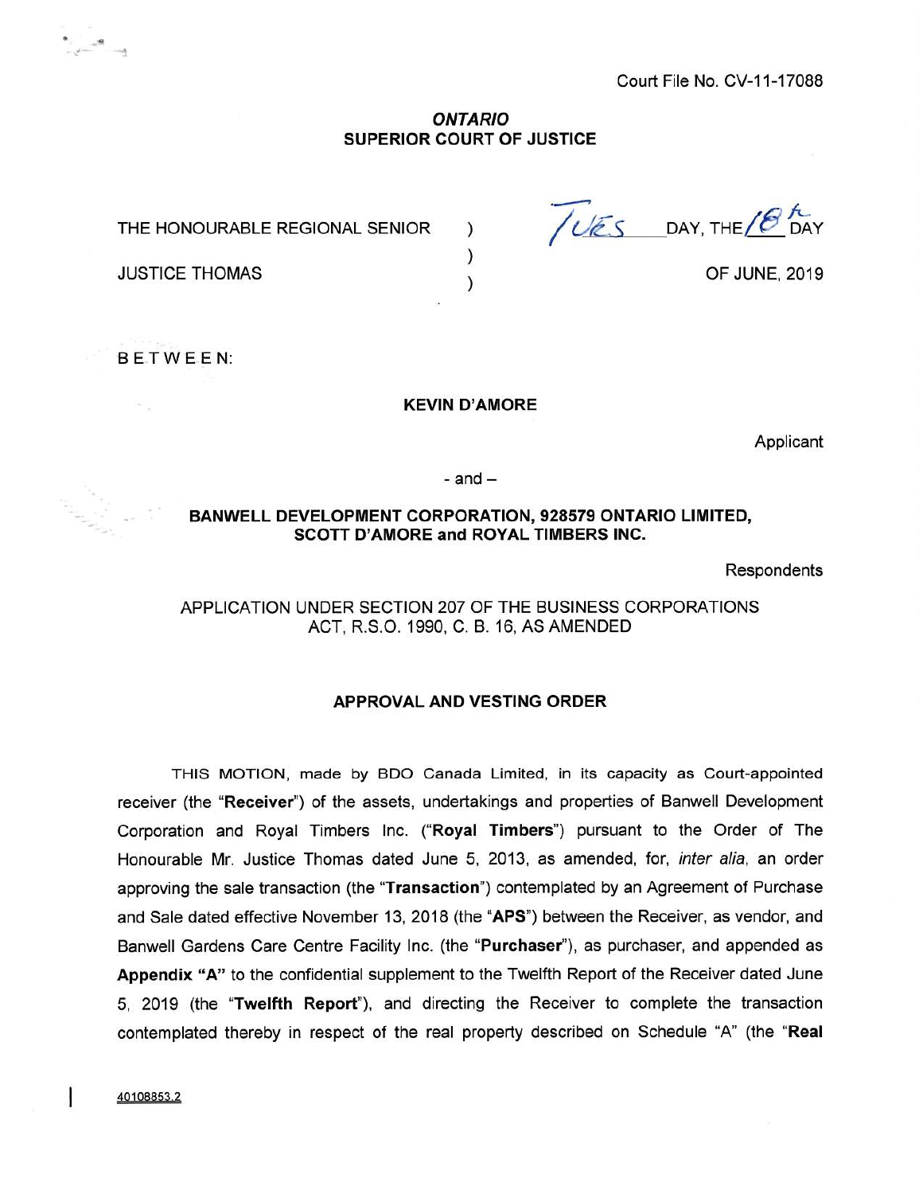Court File No. CV-11-17088

**ONTARIO**
**SUPERIOR COURT OF JUSTICE**

THE HONOURABLE REGIONAL SENIOR ) TUES DAY, THE 18th DAY
)
JUSTICE THOMAS ) OF JUNE, 2019

BETWEEN:

**KEVIN D'AMORE**

Applicant

\- and –

**BANWELL DEVELOPMENT CORPORATION, 928579 ONTARIO LIMITED, SCOTT D'AMORE and ROYAL TIMBERS INC.**

Respondents

APPLICATION UNDER SECTION 207 OF THE BUSINESS CORPORATIONS ACT, R.S.O. 1990, C. B. 16, AS AMENDED

**APPROVAL AND VESTING ORDER**

THIS MOTION, made by BDO Canada Limited, in its capacity as Court-appointed receiver (the "**Receiver**") of the assets, undertakings and properties of Banwell Development Corporation and Royal Timbers Inc. ("**Royal Timbers**") pursuant to the Order of The Honourable Mr. Justice Thomas dated June 5, 2013, as amended, for, *inter alia*, an order approving the sale transaction (the "**Transaction**") contemplated by an Agreement of Purchase and Sale dated effective November 13, 2018 (the "**APS**") between the Receiver, as vendor, and Banwell Gardens Care Centre Facility Inc. (the "**Purchaser**"), as purchaser, and appended as **Appendix "A"** to the confidential supplement to the Twelfth Report of the Receiver dated June 5, 2019 (the "**Twelfth Report**"), and directing the Receiver to complete the transaction contemplated thereby in respect of the real property described on Schedule "A" (the "**Real

40108853.2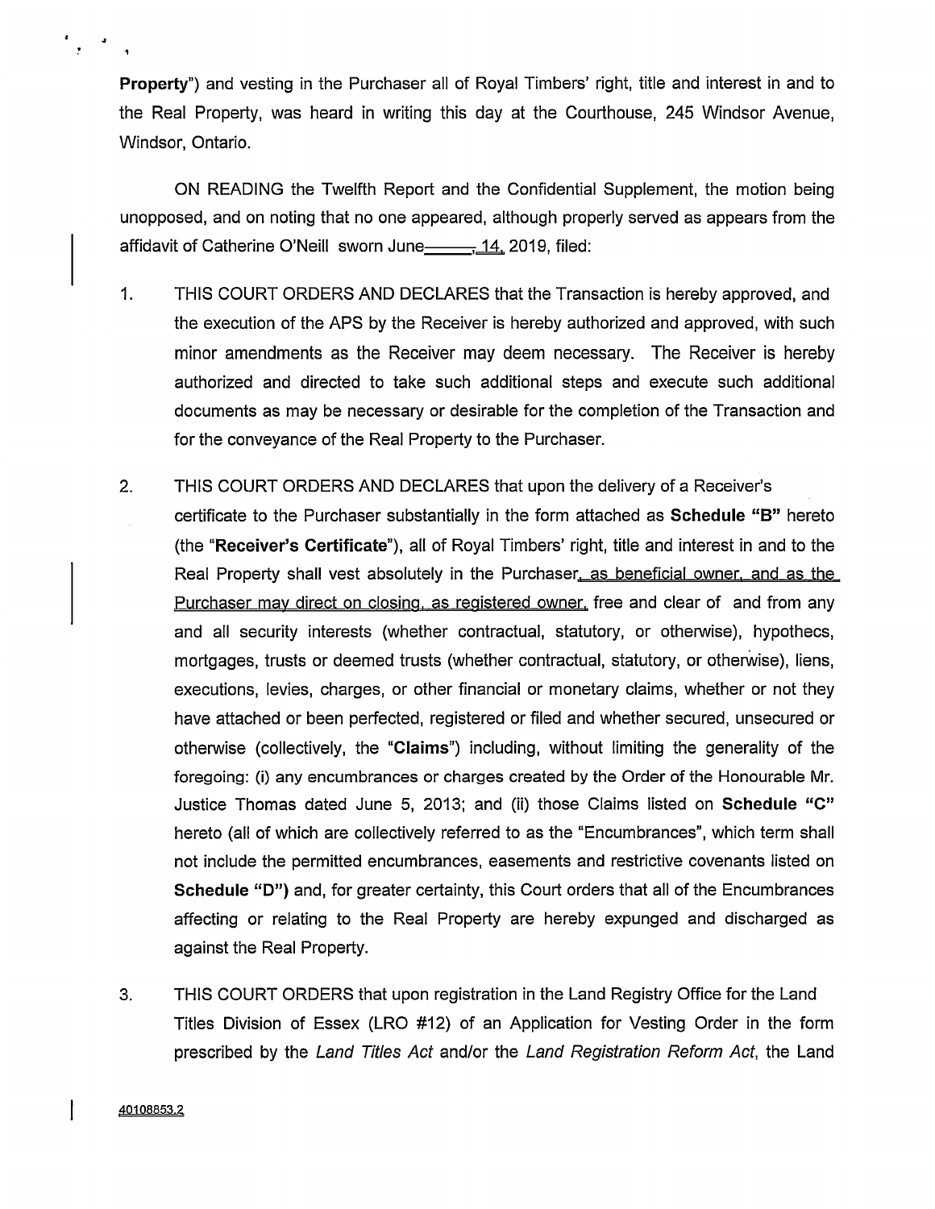**Property**") and vesting in the Purchaser all of Royal Timbers' right, title and interest in and to the Real Property, was heard in writing this day at the Courthouse, 245 Windsor Avenue, Windsor, Ontario.

ON READING the Twelfth Report and the Confidential Supplement, the motion being unopposed, and on noting that no one appeared, although properly served as appears from the affidavit of Catherine O'Neill sworn June 14, 2019, filed:

1. THIS COURT ORDERS AND DECLARES that the Transaction is hereby approved, and the execution of the APS by the Receiver is hereby authorized and approved, with such minor amendments as the Receiver may deem necessary. The Receiver is hereby authorized and directed to take such additional steps and execute such additional documents as may be necessary or desirable for the completion of the Transaction and for the conveyance of the Real Property to the Purchaser.

2. THIS COURT ORDERS AND DECLARES that upon the delivery of a Receiver's certificate to the Purchaser substantially in the form attached as **Schedule "B"** hereto (the "**Receiver's Certificate**"), all of Royal Timbers' right, title and interest in and to the Real Property shall vest absolutely in the Purchaser, as beneficial owner, and as the Purchaser may direct on closing, as registered owner, free and clear of and from any and all security interests (whether contractual, statutory, or otherwise), hypothecs, mortgages, trusts or deemed trusts (whether contractual, statutory, or otherwise), liens, executions, levies, charges, or other financial or monetary claims, whether or not they have attached or been perfected, registered or filed and whether secured, unsecured or otherwise (collectively, the "**Claims**") including, without limiting the generality of the foregoing: (i) any encumbrances or charges created by the Order of the Honourable Mr. Justice Thomas dated June 5, 2013; and (ii) those Claims listed on **Schedule "C"** hereto (all of which are collectively referred to as the "Encumbrances", which term shall not include the permitted encumbrances, easements and restrictive covenants listed on **Schedule "D")** and, for greater certainty, this Court orders that all of the Encumbrances affecting or relating to the Real Property are hereby expunged and discharged as against the Real Property.

3. THIS COURT ORDERS that upon registration in the Land Registry Office for the Land Titles Division of Essex (LRO #12) of an Application for Vesting Order in the form prescribed by the *Land Titles Act* and/or the *Land Registration Reform Act*, the Land

40108853.2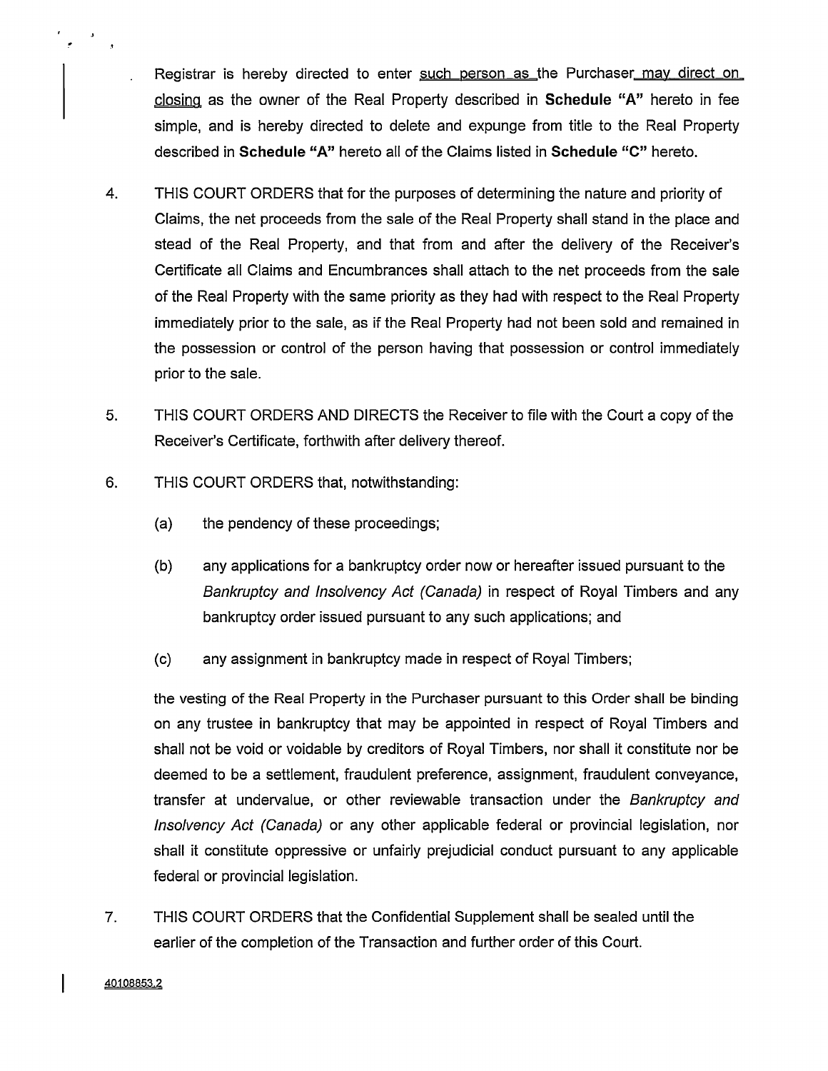Registrar is hereby directed to enter such person as the Purchaser may direct on closing as the owner of the Real Property described in **Schedule "A"** hereto in fee simple, and is hereby directed to delete and expunge from title to the Real Property described in **Schedule "A"** hereto all of the Claims listed in **Schedule "C"** hereto.

4. THIS COURT ORDERS that for the purposes of determining the nature and priority of Claims, the net proceeds from the sale of the Real Property shall stand in the place and stead of the Real Property, and that from and after the delivery of the Receiver's Certificate all Claims and Encumbrances shall attach to the net proceeds from the sale of the Real Property with the same priority as they had with respect to the Real Property immediately prior to the sale, as if the Real Property had not been sold and remained in the possession or control of the person having that possession or control immediately prior to the sale.

5. THIS COURT ORDERS AND DIRECTS the Receiver to file with the Court a copy of the Receiver's Certificate, forthwith after delivery thereof.

6. THIS COURT ORDERS that, notwithstanding:

   (a) the pendency of these proceedings;

   (b) any applications for a bankruptcy order now or hereafter issued pursuant to the *Bankruptcy and Insolvency Act (Canada)* in respect of Royal Timbers and any bankruptcy order issued pursuant to any such applications; and

   (c) any assignment in bankruptcy made in respect of Royal Timbers;

   the vesting of the Real Property in the Purchaser pursuant to this Order shall be binding on any trustee in bankruptcy that may be appointed in respect of Royal Timbers and shall not be void or voidable by creditors of Royal Timbers, nor shall it constitute nor be deemed to be a settlement, fraudulent preference, assignment, fraudulent conveyance, transfer at undervalue, or other reviewable transaction under the *Bankruptcy and Insolvency Act (Canada)* or any other applicable federal or provincial legislation, nor shall it constitute oppressive or unfairly prejudicial conduct pursuant to any applicable federal or provincial legislation.

7. THIS COURT ORDERS that the Confidential Supplement shall be sealed until the earlier of the completion of the Transaction and further order of this Court.

40108853.2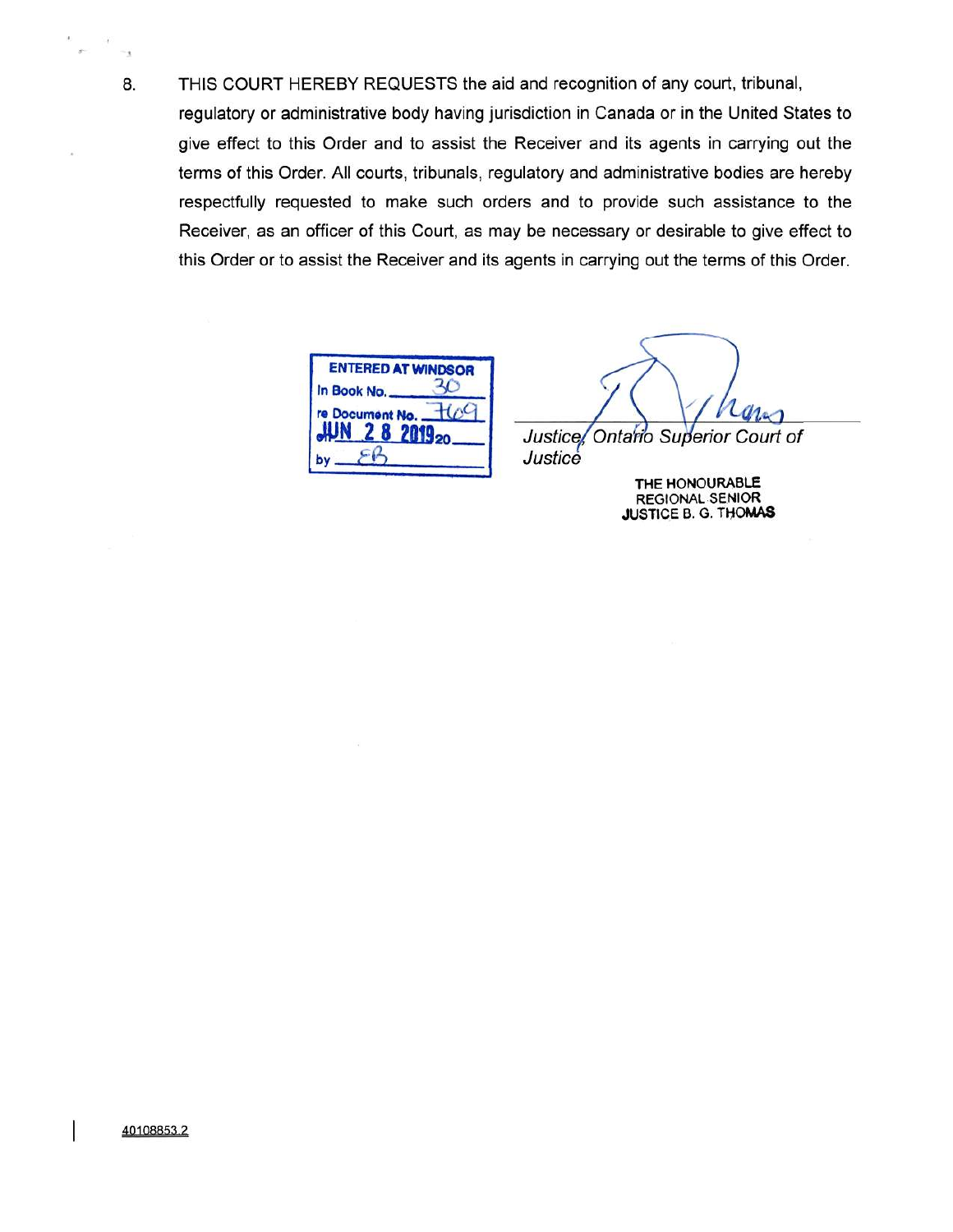8. THIS COURT HEREBY REQUESTS the aid and recognition of any court, tribunal, regulatory or administrative body having jurisdiction in Canada or in the United States to give effect to this Order and to assist the Receiver and its agents in carrying out the terms of this Order. All courts, tribunals, regulatory and administrative bodies are hereby respectfully requested to make such orders and to provide such assistance to the Receiver, as an officer of this Court, as may be necessary or desirable to give effect to this Order or to assist the Receiver and its agents in carrying out the terms of this Order.

ENTERED AT WINDSOR
In Book No. 30
re Document No. 769
JUN 28 2019
by EB

*Justice, Ontario Superior Court of Justice*

THE HONOURABLE REGIONAL SENIOR JUSTICE B. G. THOMAS

40108853.2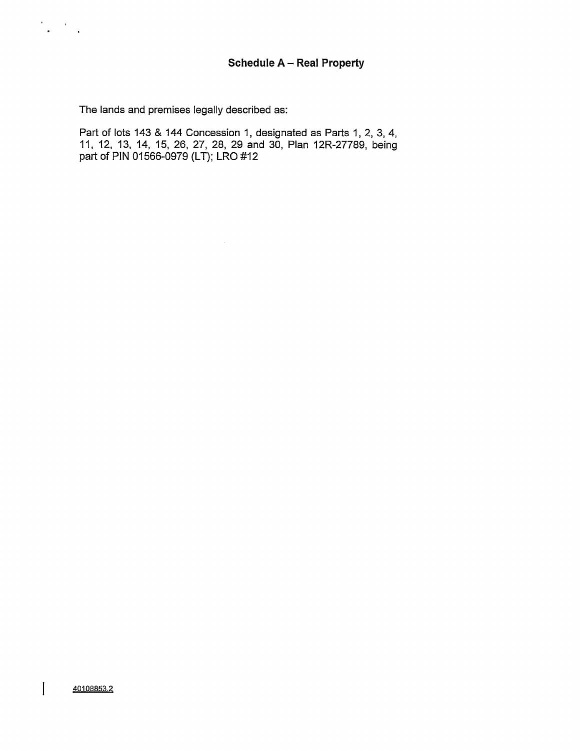## Schedule A – Real Property

The lands and premises legally described as:

Part of lots 143 & 144 Concession 1, designated as Parts 1, 2, 3, 4, 11, 12, 13, 14, 15, 26, 27, 28, 29 and 30, Plan 12R-27789, being part of PIN 01566-0979 (LT); LRO #12

40108853.2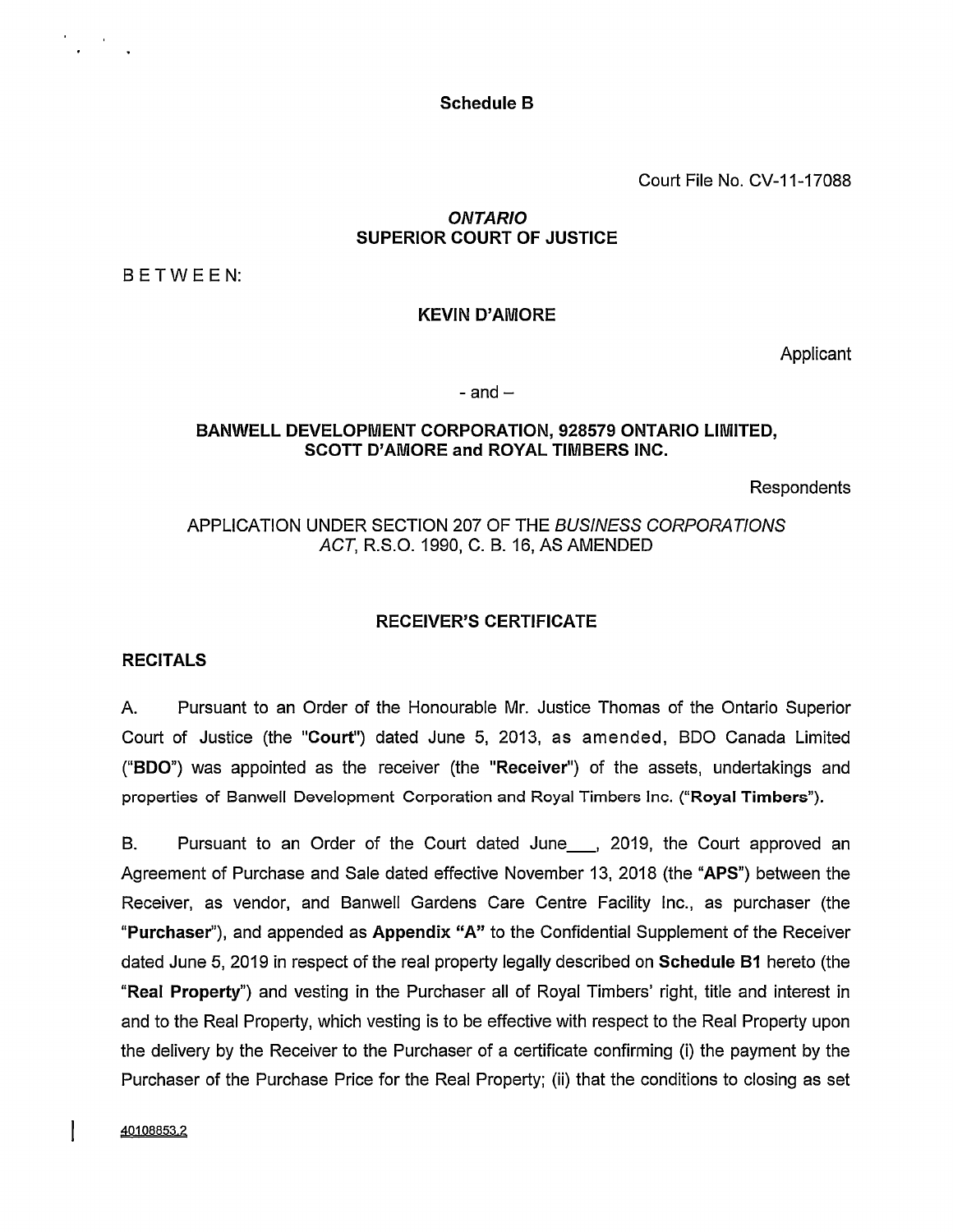**Schedule B**

Court File No. CV-11-17088

***ONTARIO***
**SUPERIOR COURT OF JUSTICE**

BETWEEN:

**KEVIN D'AMORE**

Applicant

- and –

**BANWELL DEVELOPMENT CORPORATION, 928579 ONTARIO LIMITED, SCOTT D'AMORE and ROYAL TIMBERS INC.**

Respondents

APPLICATION UNDER SECTION 207 OF THE *BUSINESS CORPORATIONS ACT*, R.S.O. 1990, C. B. 16, AS AMENDED

**RECEIVER'S CERTIFICATE**

**RECITALS**

A. Pursuant to an Order of the Honourable Mr. Justice Thomas of the Ontario Superior Court of Justice (the "**Court**") dated June 5, 2013, as amended, BDO Canada Limited ("**BDO**") was appointed as the receiver (the "**Receiver**") of the assets, undertakings and properties of Banwell Development Corporation and Royal Timbers Inc. ("**Royal Timbers**").

B. Pursuant to an Order of the Court dated June___, 2019, the Court approved an Agreement of Purchase and Sale dated effective November 13, 2018 (the "**APS**") between the Receiver, as vendor, and Banwell Gardens Care Centre Facility Inc., as purchaser (the "**Purchaser**"), and appended as **Appendix "A"** to the Confidential Supplement of the Receiver dated June 5, 2019 in respect of the real property legally described on **Schedule B1** hereto (the "**Real Property**") and vesting in the Purchaser all of Royal Timbers' right, title and interest in and to the Real Property, which vesting is to be effective with respect to the Real Property upon the delivery by the Receiver to the Purchaser of a certificate confirming (i) the payment by the Purchaser of the Purchase Price for the Real Property; (ii) that the conditions to closing as set

40108853.2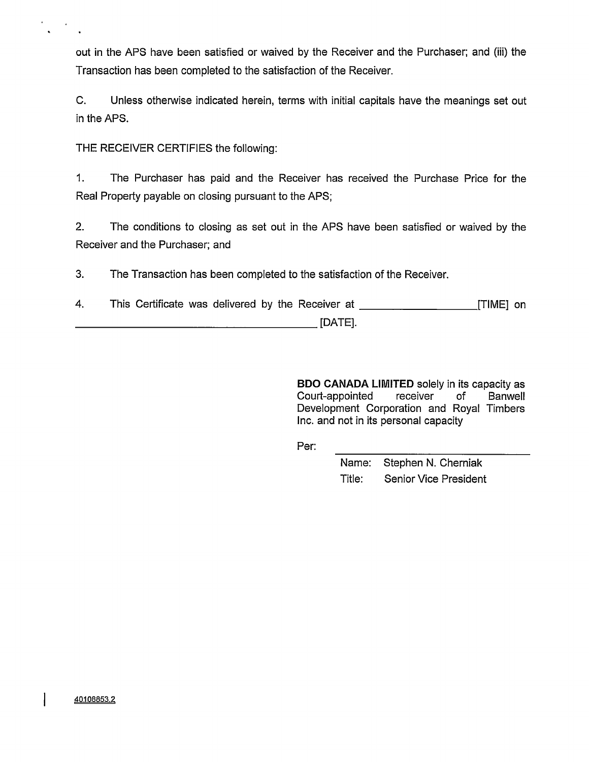out in the APS have been satisfied or waived by the Receiver and the Purchaser; and (iii) the Transaction has been completed to the satisfaction of the Receiver.

C. Unless otherwise indicated herein, terms with initial capitals have the meanings set out in the APS.

THE RECEIVER CERTIFIES the following:

1. The Purchaser has paid and the Receiver has received the Purchase Price for the Real Property payable on closing pursuant to the APS;

2. The conditions to closing as set out in the APS have been satisfied or waived by the Receiver and the Purchaser; and

3. The Transaction has been completed to the satisfaction of the Receiver.

4. This Certificate was delivered by the Receiver at ____________________[TIME] on ______________________________________ [DATE].

**BDO CANADA LIMITED** solely in its capacity as Court-appointed receiver of Banwell Development Corporation and Royal Timbers Inc. and not in its personal capacity

Per: ______________________________

Name: Stephen N. Cherniak

Title: Senior Vice President

40108853.2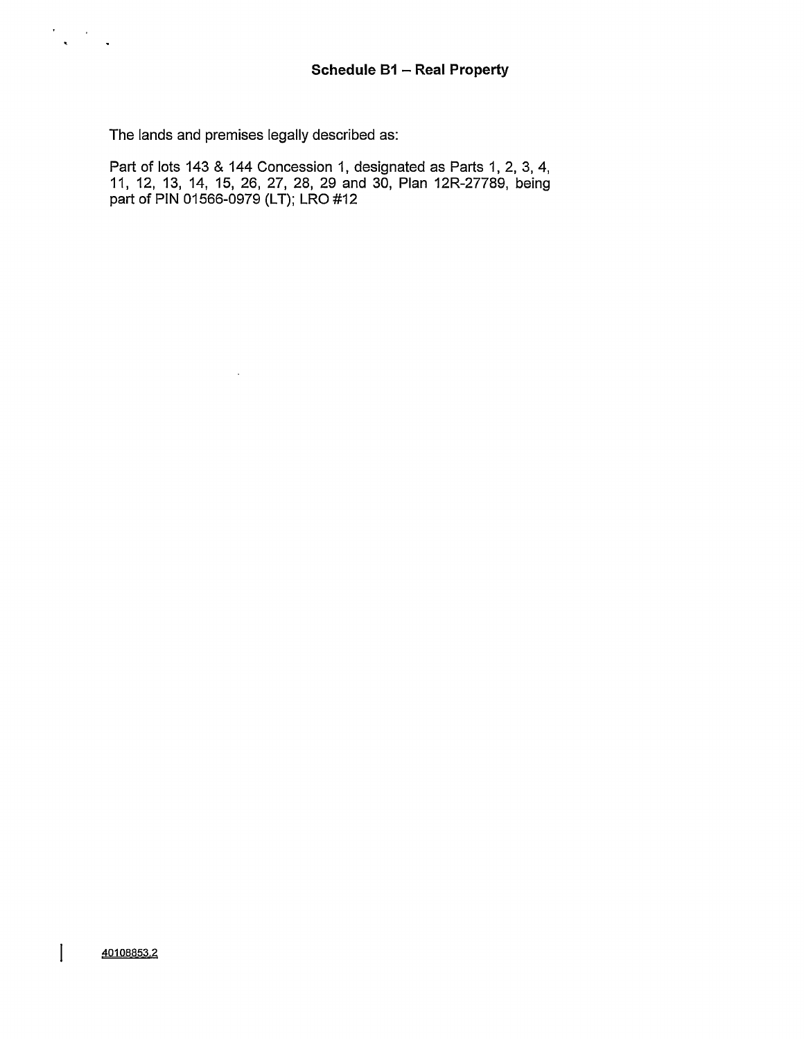## Schedule B1 – Real Property

The lands and premises legally described as:

Part of lots 143 & 144 Concession 1, designated as Parts 1, 2, 3, 4, 11, 12, 13, 14, 15, 26, 27, 28, 29 and 30, Plan 12R-27789, being part of PIN 01566-0979 (LT); LRO #12

40108853.2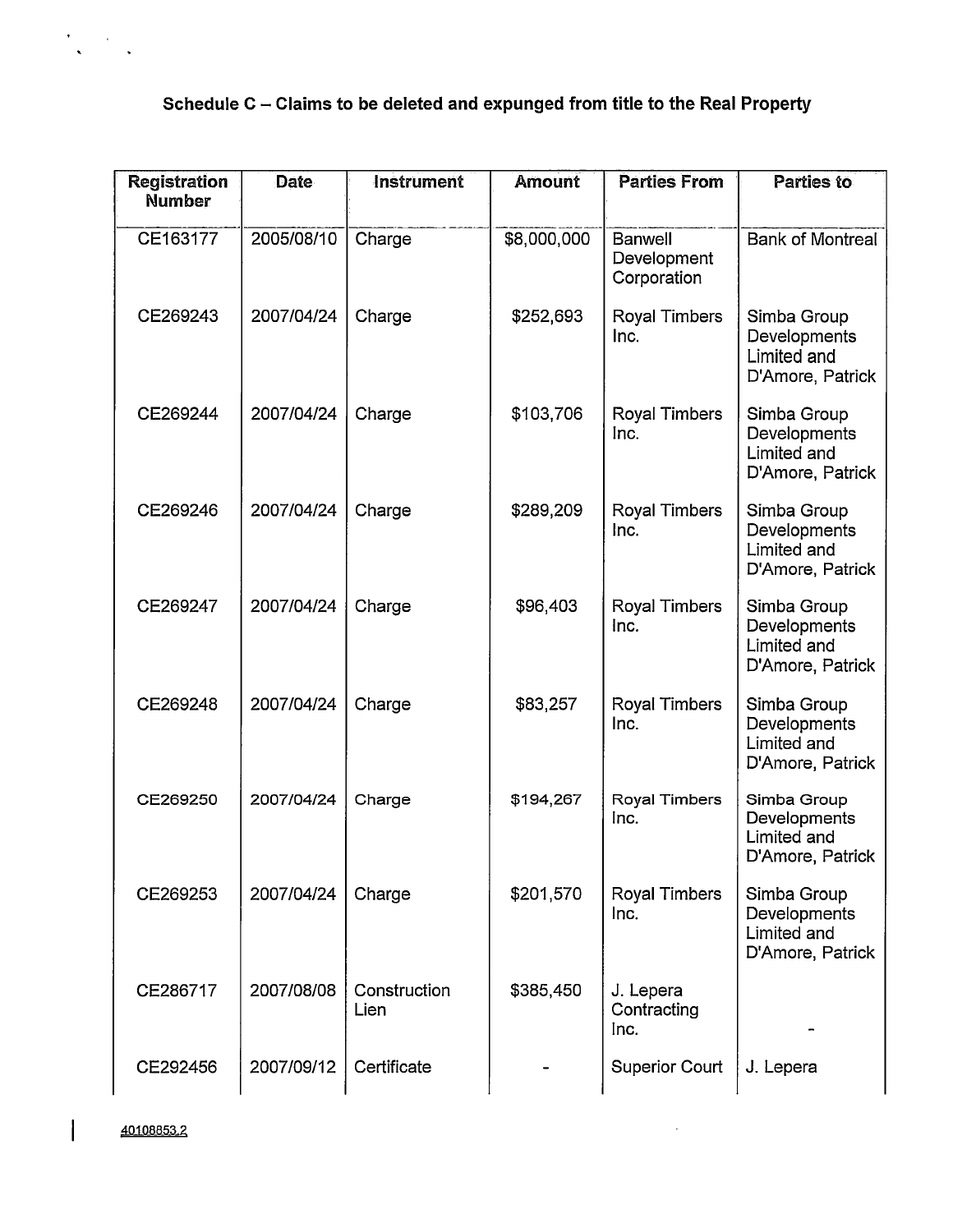## Schedule C – Claims to be deleted and expunged from title to the Real Property

| Registration Number | Date | Instrument | Amount | Parties From | Parties to |
|---|---|---|---|---|---|
| CE163177 | 2005/08/10 | Charge | $8,000,000 | Banwell Development Corporation | Bank of Montreal |
| CE269243 | 2007/04/24 | Charge | $252,693 | Royal Timbers Inc. | Simba Group Developments Limited and D'Amore, Patrick |
| CE269244 | 2007/04/24 | Charge | $103,706 | Royal Timbers Inc. | Simba Group Developments Limited and D'Amore, Patrick |
| CE269246 | 2007/04/24 | Charge | $289,209 | Royal Timbers Inc. | Simba Group Developments Limited and D'Amore, Patrick |
| CE269247 | 2007/04/24 | Charge | $96,403 | Royal Timbers Inc. | Simba Group Developments Limited and D'Amore, Patrick |
| CE269248 | 2007/04/24 | Charge | $83,257 | Royal Timbers Inc. | Simba Group Developments Limited and D'Amore, Patrick |
| CE269250 | 2007/04/24 | Charge | $194,267 | Royal Timbers Inc. | Simba Group Developments Limited and D'Amore, Patrick |
| CE269253 | 2007/04/24 | Charge | $201,570 | Royal Timbers Inc. | Simba Group Developments Limited and D'Amore, Patrick |
| CE286717 | 2007/08/08 | Construction Lien | $385,450 | J. Lepera Contracting Inc. | - |
| CE292456 | 2007/09/12 | Certificate | - | Superior Court | J. Lepera |

40108853.2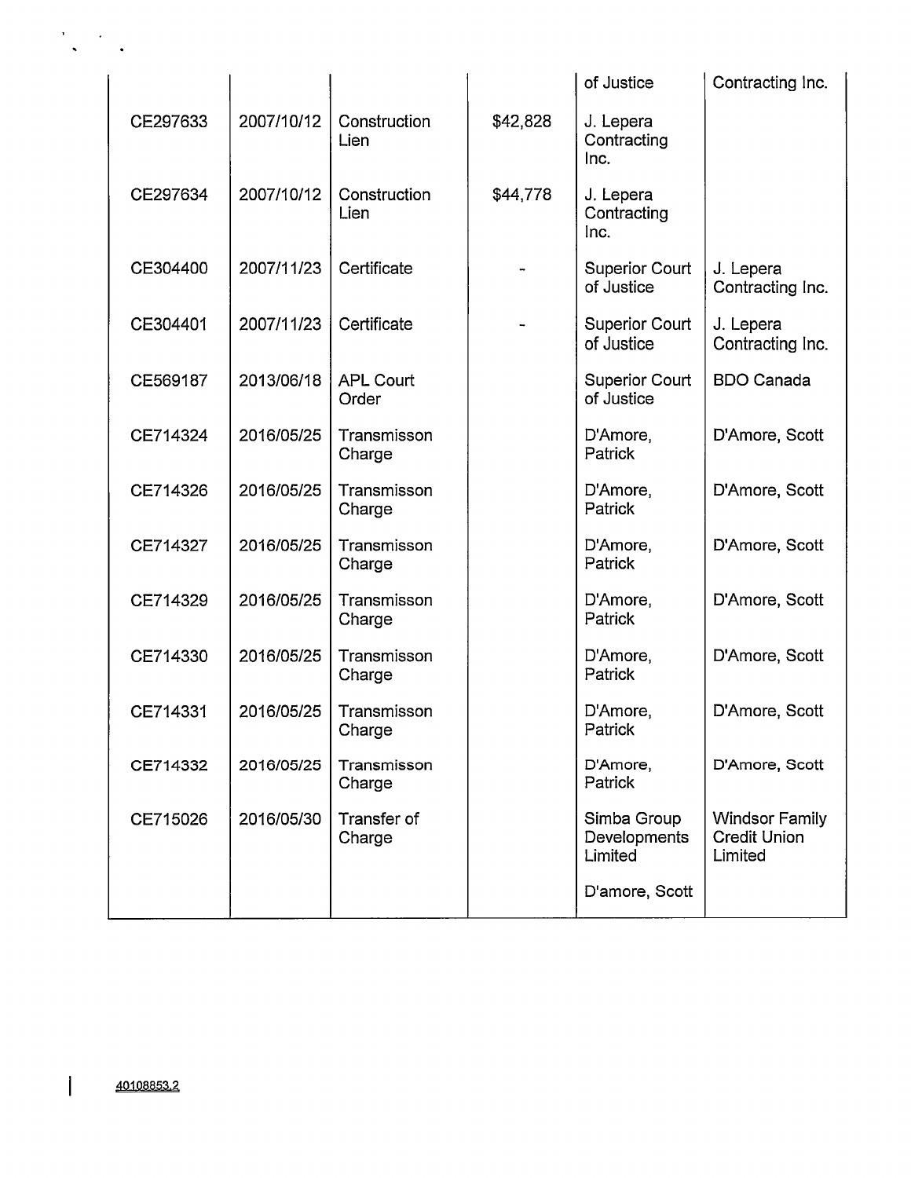|  |  |  |  | of Justice | Contracting Inc. |
|---|---|---|---|---|---|
| CE297633 | 2007/10/12 | Construction Lien | $42,828 | J. Lepera Contracting Inc. |  |
| CE297634 | 2007/10/12 | Construction Lien | $44,778 | J. Lepera Contracting Inc. |  |
| CE304400 | 2007/11/23 | Certificate | - | Superior Court of Justice | J. Lepera Contracting Inc. |
| CE304401 | 2007/11/23 | Certificate | - | Superior Court of Justice | J. Lepera Contracting Inc. |
| CE569187 | 2013/06/18 | APL Court Order |  | Superior Court of Justice | BDO Canada |
| CE714324 | 2016/05/25 | Transmisson Charge |  | D'Amore, Patrick | D'Amore, Scott |
| CE714326 | 2016/05/25 | Transmisson Charge |  | D'Amore, Patrick | D'Amore, Scott |
| CE714327 | 2016/05/25 | Transmisson Charge |  | D'Amore, Patrick | D'Amore, Scott |
| CE714329 | 2016/05/25 | Transmisson Charge |  | D'Amore, Patrick | D'Amore, Scott |
| CE714330 | 2016/05/25 | Transmisson Charge |  | D'Amore, Patrick | D'Amore, Scott |
| CE714331 | 2016/05/25 | Transmisson Charge |  | D'Amore, Patrick | D'Amore, Scott |
| CE714332 | 2016/05/25 | Transmisson Charge |  | D'Amore, Patrick | D'Amore, Scott |
| CE715026 | 2016/05/30 | Transfer of Charge |  | Simba Group Developments Limited<br><br>D'amore, Scott | Windsor Family Credit Union Limited |

40108853.2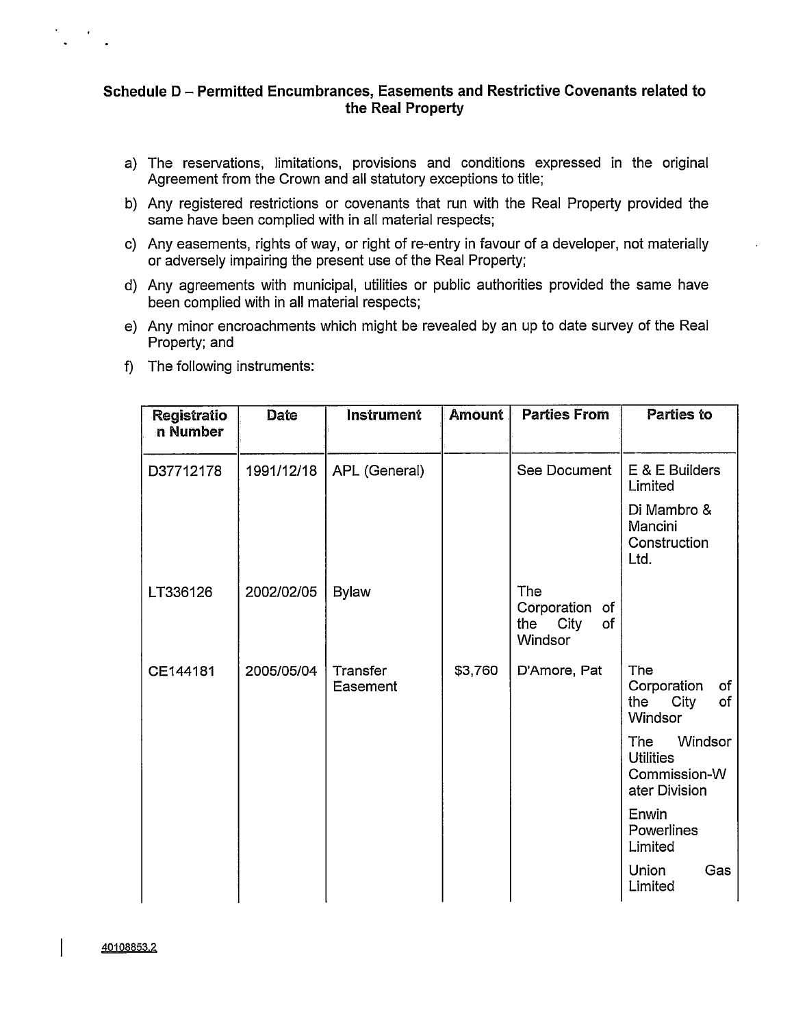**Schedule D – Permitted Encumbrances, Easements and Restrictive Covenants related to the Real Property**

a) The reservations, limitations, provisions and conditions expressed in the original Agreement from the Crown and all statutory exceptions to title;

b) Any registered restrictions or covenants that run with the Real Property provided the same have been complied with in all material respects;

c) Any easements, rights of way, or right of re-entry in favour of a developer, not materially or adversely impairing the present use of the Real Property;

d) Any agreements with municipal, utilities or public authorities provided the same have been complied with in all material respects;

e) Any minor encroachments which might be revealed by an up to date survey of the Real Property; and

f) The following instruments:

| Registration Number | Date | Instrument | Amount | Parties From | Parties to |
|---|---|---|---|---|---|
| D37712178 | 1991/12/18 | APL (General) | | See Document | E & E Builders Limited<br>Di Mambro & Mancini Construction Ltd. |
| LT336126 | 2002/02/05 | Bylaw | | The Corporation of the City of Windsor | |
| CE144181 | 2005/05/04 | Transfer Easement | $3,760 | D'Amore, Pat | The Corporation of the City of Windsor<br>The Windsor Utilities Commission-Water Division<br>Enwin Powerlines Limited<br>Union Gas Limited |

40108853.2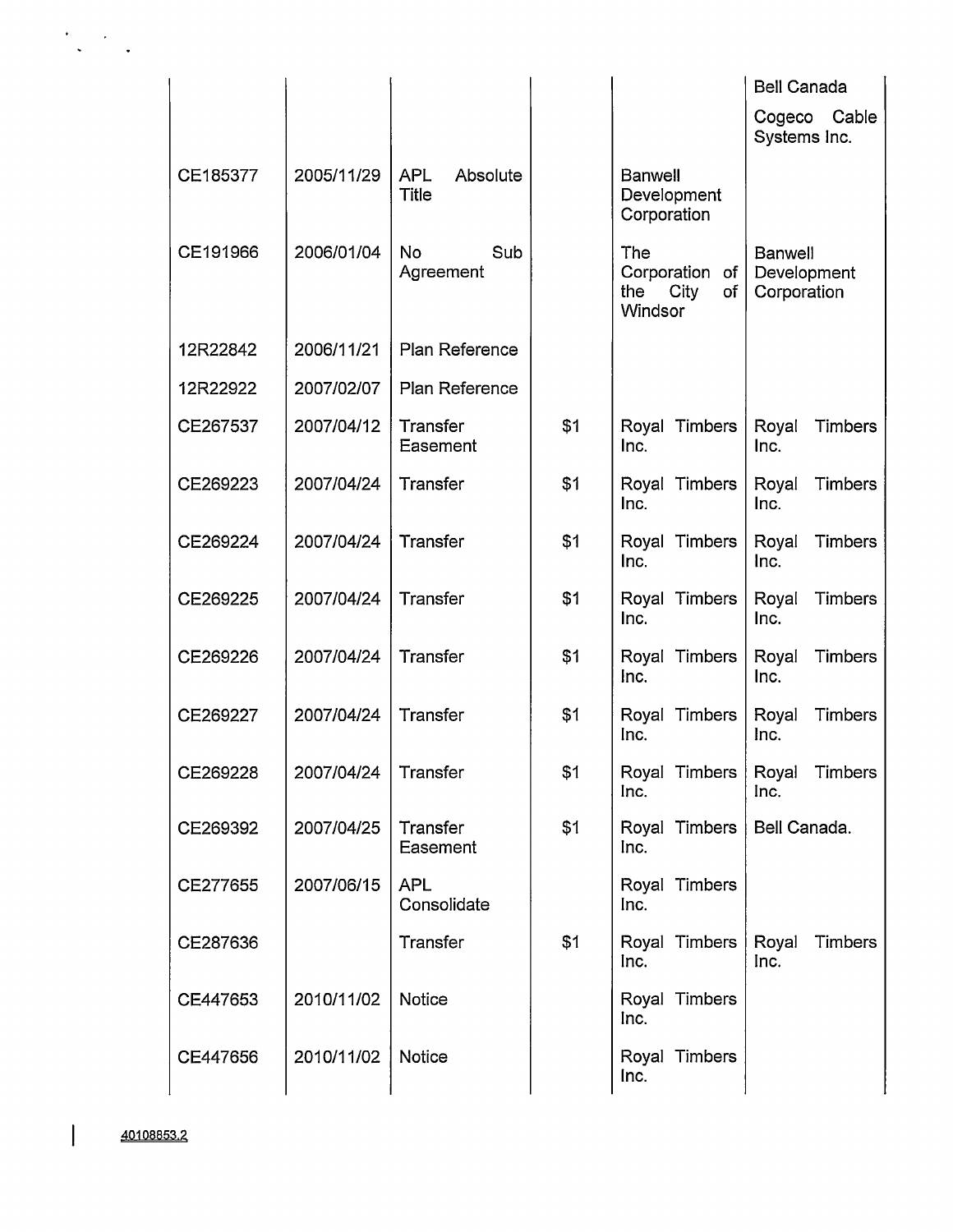| | | | | | |
|---|---|---|---|---|---|
| | | | | | Bell Canada<br>Cogeco Cable Systems Inc. |
| CE185377 | 2005/11/29 | APL Absolute Title | | Banwell Development Corporation | |
| CE191966 | 2006/01/04 | No Sub Agreement | | The Corporation of the City of Windsor | Banwell Development Corporation |
| 12R22842 | 2006/11/21 | Plan Reference | | | |
| 12R22922 | 2007/02/07 | Plan Reference | | | |
| CE267537 | 2007/04/12 | Transfer Easement | $1 | Royal Timbers Inc. | Royal Timbers Inc. |
| CE269223 | 2007/04/24 | Transfer | $1 | Royal Timbers Inc. | Royal Timbers Inc. |
| CE269224 | 2007/04/24 | Transfer | $1 | Royal Timbers Inc. | Royal Timbers Inc. |
| CE269225 | 2007/04/24 | Transfer | $1 | Royal Timbers Inc. | Royal Timbers Inc. |
| CE269226 | 2007/04/24 | Transfer | $1 | Royal Timbers Inc. | Royal Timbers Inc. |
| CE269227 | 2007/04/24 | Transfer | $1 | Royal Timbers Inc. | Royal Timbers Inc. |
| CE269228 | 2007/04/24 | Transfer | $1 | Royal Timbers Inc. | Royal Timbers Inc. |
| CE269392 | 2007/04/25 | Transfer Easement | $1 | Royal Timbers Inc. | Bell Canada. |
| CE277655 | 2007/06/15 | APL Consolidate | | Royal Timbers Inc. | |
| CE287636 | | Transfer | $1 | Royal Timbers Inc. | Royal Timbers Inc. |
| CE447653 | 2010/11/02 | Notice | | Royal Timbers Inc. | |
| CE447656 | 2010/11/02 | Notice | | Royal Timbers Inc. | |

40108853.2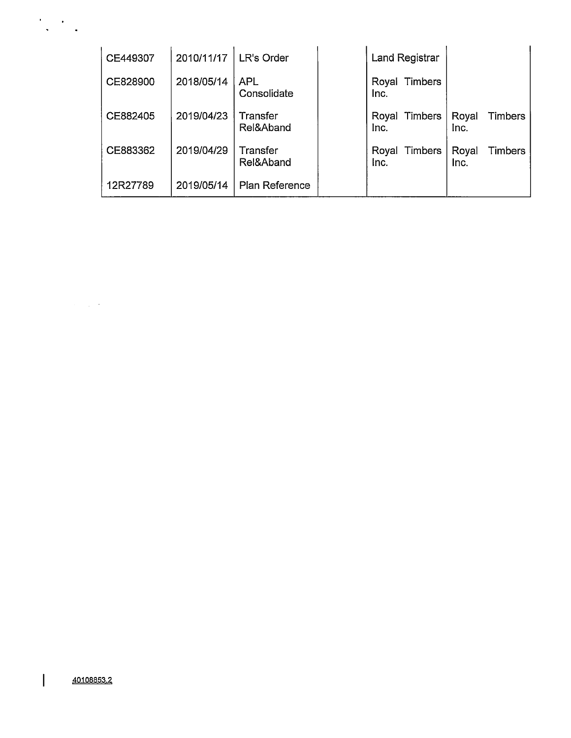| | | | | | |
|---|---|---|---|---|---|
| CE449307 | 2010/11/17 | LR's Order | | Land Registrar | |
| CE828900 | 2018/05/14 | APL Consolidate | | Royal Timbers Inc. | |
| CE882405 | 2019/04/23 | Transfer Rel&Aband | | Royal Timbers Inc. | Royal Timbers Inc. |
| CE883362 | 2019/04/29 | Transfer Rel&Aband | | Royal Timbers Inc. | Royal Timbers Inc. |
| 12R27789 | 2019/05/14 | Plan Reference | | | |

40108853.2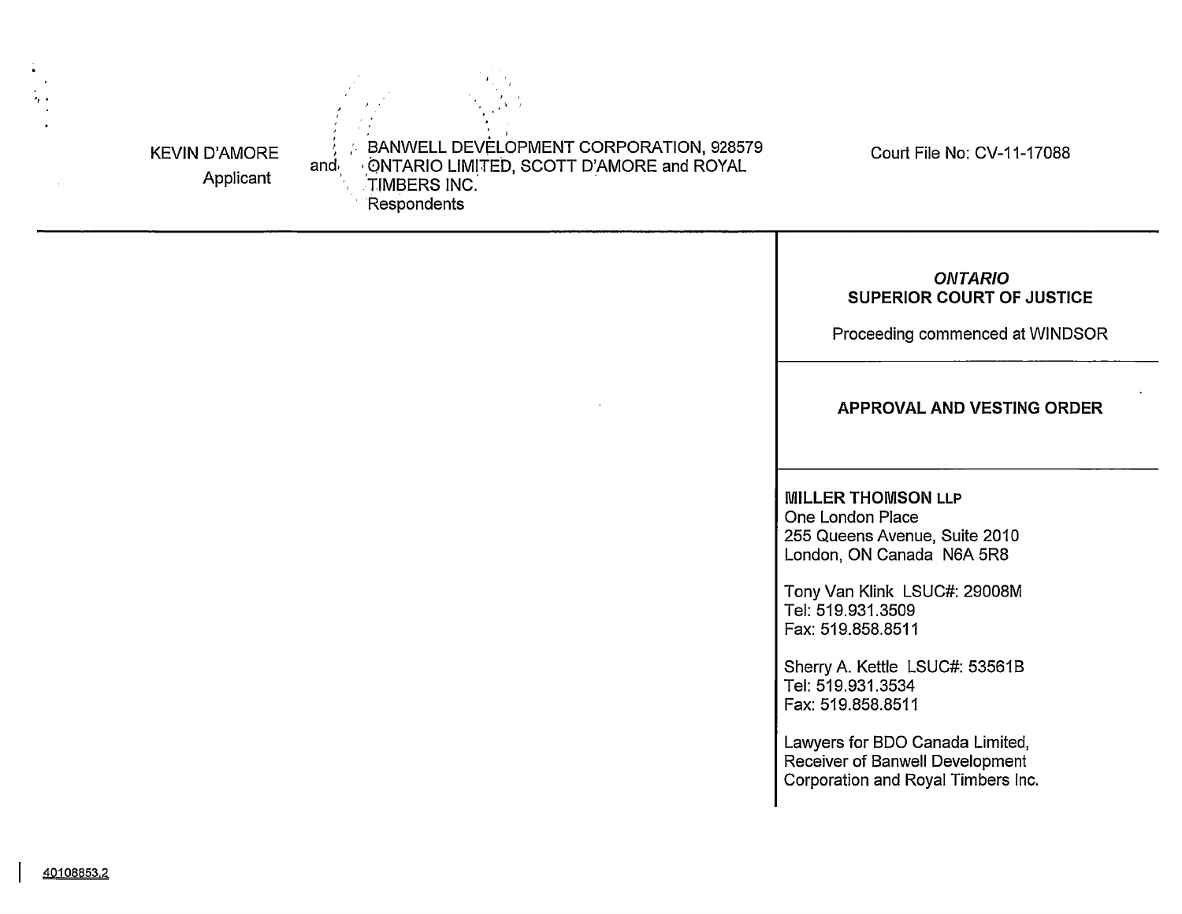KEVIN D'AMORE
Applicant

and

BANWELL DEVELOPMENT CORPORATION, 928579 ONTARIO LIMITED, SCOTT D'AMORE and ROYAL TIMBERS INC.
Respondents

Court File No: CV-11-17088

***ONTARIO***
**SUPERIOR COURT OF JUSTICE**

Proceeding commenced at WINDSOR

**APPROVAL AND VESTING ORDER**

**MILLER THOMSON LLP**
One London Place
255 Queens Avenue, Suite 2010
London, ON Canada N6A 5R8

Tony Van Klink LSUC#: 29008M
Tel: 519.931.3509
Fax: 519.858.8511

Sherry A. Kettle LSUC#: 53561B
Tel: 519.931.3534
Fax: 519.858.8511

Lawyers for BDO Canada Limited, Receiver of Banwell Development Corporation and Royal Timbers Inc.

40108853.2